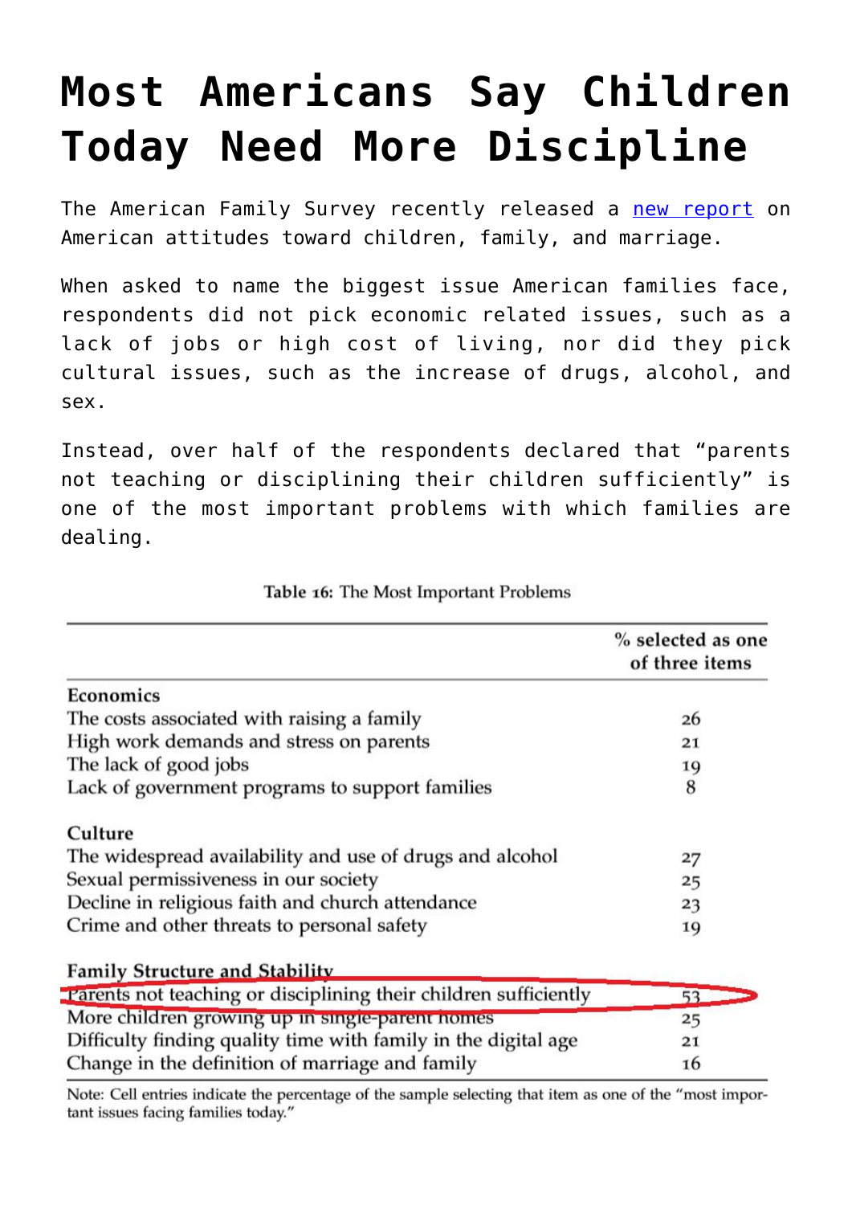# Most Americans Say Children Today Need More Discipline

The American Family Survey recently released a [new report](#) on American attitudes toward children, family, and marriage.

When asked to name the biggest issue American families face, respondents did not pick economic related issues, such as a lack of jobs or high cost of living, nor did they pick cultural issues, such as the increase of drugs, alcohol, and sex.

Instead, over half of the respondents declared that "parents not teaching or disciplining their children sufficiently" is one of the most important problems with which families are dealing.

**Table 16:** The Most Important Problems

| | % selected as one of three items |
|---|---|
| **Economics** | |
| The costs associated with raising a family | 26 |
| High work demands and stress on parents | 21 |
| The lack of good jobs | 19 |
| Lack of government programs to support families | 8 |
| **Culture** | |
| The widespread availability and use of drugs and alcohol | 27 |
| Sexual permissiveness in our society | 25 |
| Decline in religious faith and church attendance | 23 |
| Crime and other threats to personal safety | 19 |
| **Family Structure and Stability** | |
| Parents not teaching or disciplining their children sufficiently | 53 |
| More children growing up in single-parent homes | 25 |
| Difficulty finding quality time with family in the digital age | 21 |
| Change in the definition of marriage and family | 16 |

Note: Cell entries indicate the percentage of the sample selecting that item as one of the "most important issues facing families today."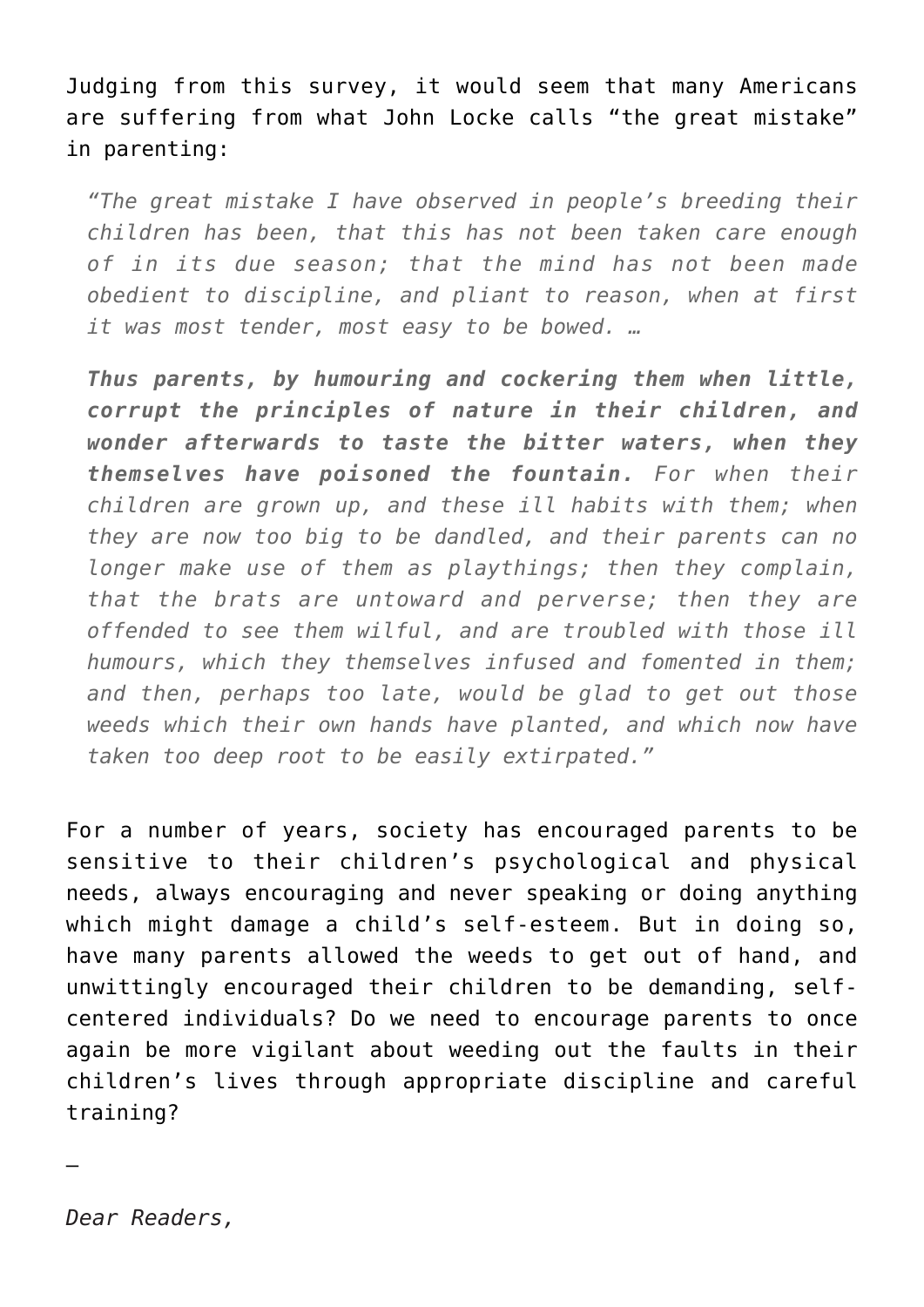Judging from this survey, it would seem that many Americans are suffering from what John Locke calls "the great mistake" in parenting:

> *"The great mistake I have observed in people's breeding their children has been, that this has not been taken care enough of in its due season; that the mind has not been made obedient to discipline, and pliant to reason, when at first it was most tender, most easy to be bowed. …*
>
> ***Thus parents, by humouring and cockering them when little, corrupt the principles of nature in their children, and wonder afterwards to taste the bitter waters, when they themselves have poisoned the fountain.*** *For when their children are grown up, and these ill habits with them; when they are now too big to be dandled, and their parents can no longer make use of them as playthings; then they complain, that the brats are untoward and perverse; then they are offended to see them wilful, and are troubled with those ill humours, which they themselves infused and fomented in them; and then, perhaps too late, would be glad to get out those weeds which their own hands have planted, and which now have taken too deep root to be easily extirpated."*

For a number of years, society has encouraged parents to be sensitive to their children's psychological and physical needs, always encouraging and never speaking or doing anything which might damage a child's self-esteem. But in doing so, have many parents allowed the weeds to get out of hand, and unwittingly encouraged their children to be demanding, self-centered individuals? Do we need to encourage parents to once again be more vigilant about weeding out the faults in their children's lives through appropriate discipline and careful training?

—

*Dear Readers,*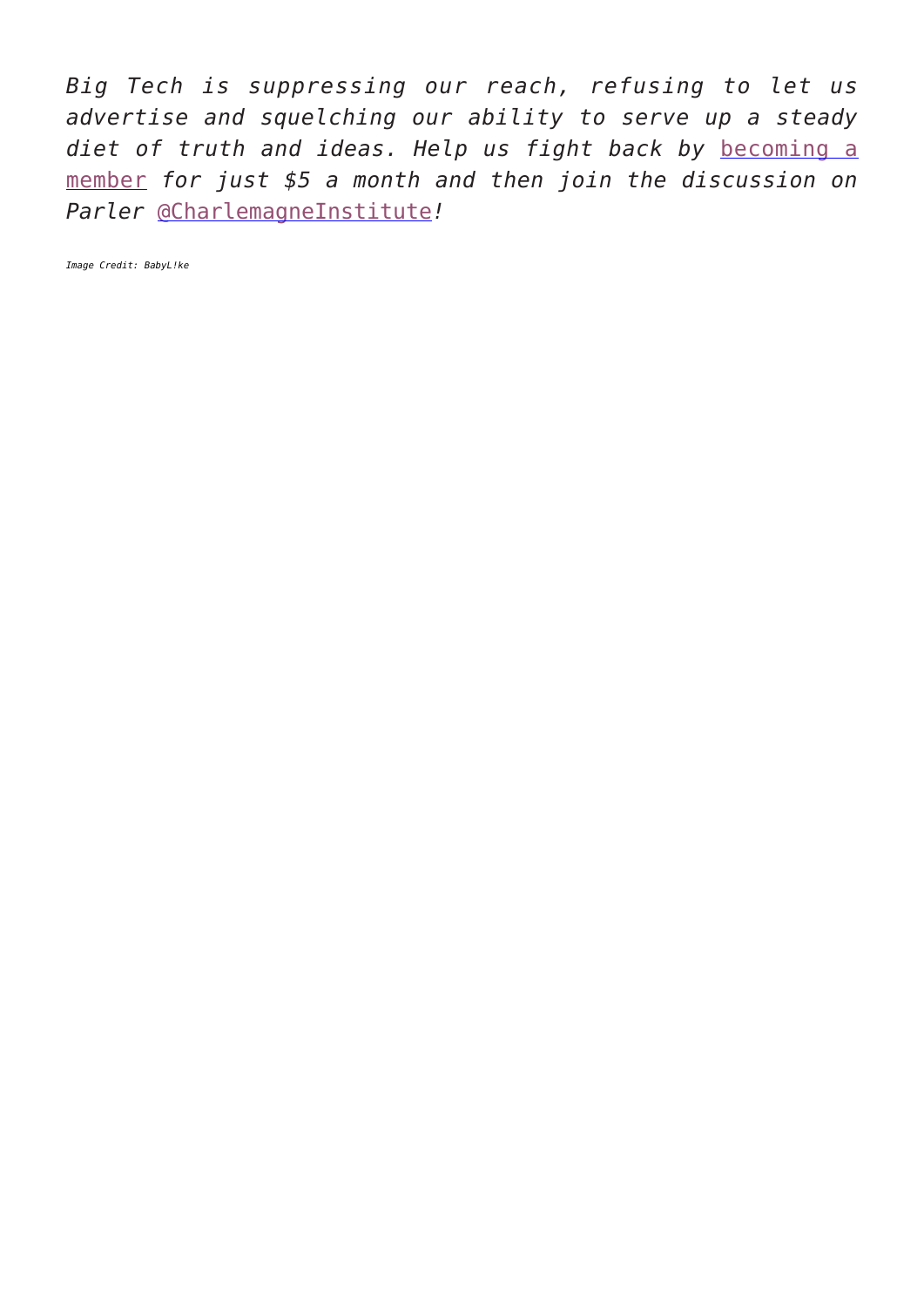*Big Tech is suppressing our reach, refusing to let us advertise and squelching our ability to serve up a steady diet of truth and ideas. Help us fight back by* becoming a member *for just $5 a month and then join the discussion on Parler* @CharlemagneInstitute*!*

*Image Credit: BabyL!ke*